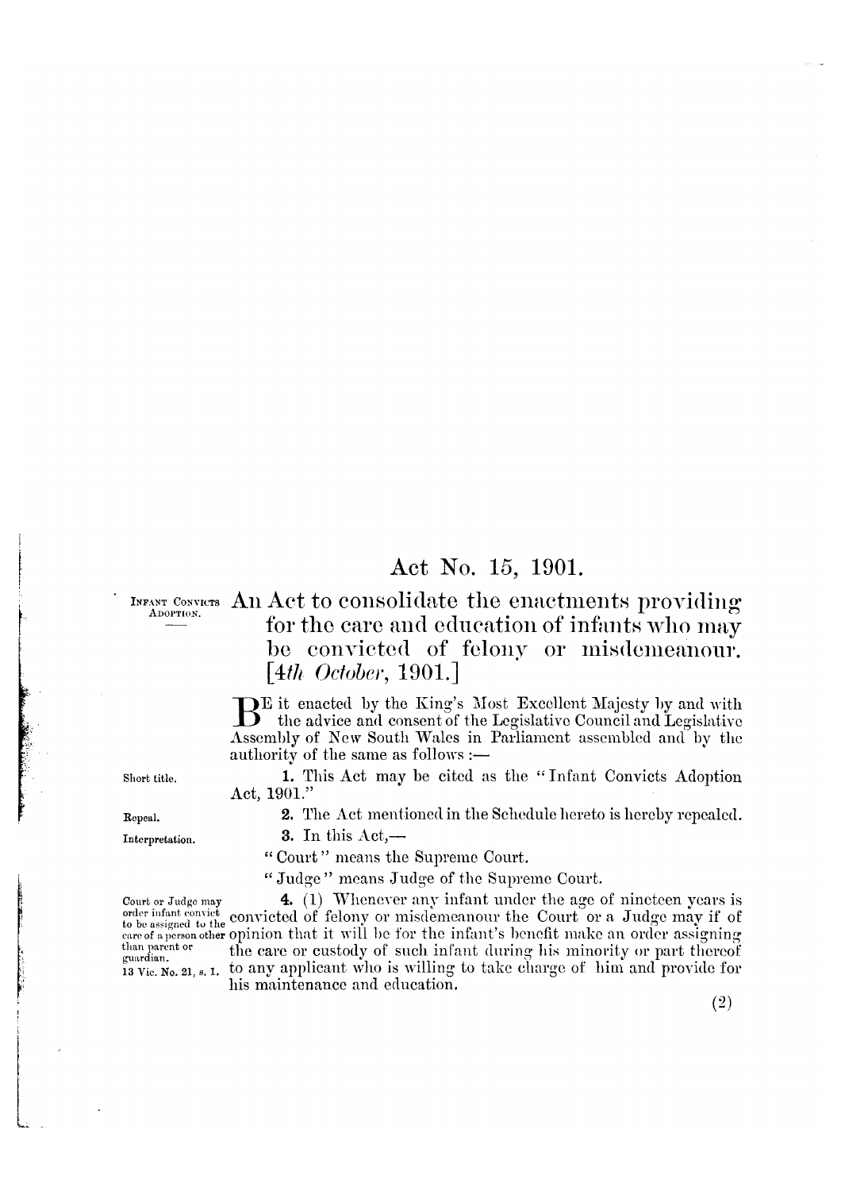# Act No. 15, 1901.

INFANT CONVICTS ADOPTION.

## An Act to consolidate the enactments providing for the care and education of infants who may be convicted of felony or misdemeanour. [*4th October*, 1901.]

BE it enacted by the King's Most Excellent Majesty by and with the advice and consent of the Legislative Council and Legislative Assembly of New South Wales in Parliament assembled and by the authority of the same as follows:—

*Short title.*

**1.** This Act may be cited as the "Infant Convicts Adoption Act, 1901."

*Repeal.*

**2.** The Act mentioned in the Schedule hereto is hereby repealed.

*Interpretation.*

**3.** In this Act,—

"Court" means the Supreme Court.

"Judge" means Judge of the Supreme Court.

*Court or Judge may order infant convict to be assigned to the care of a person other than parent or guardian. 13 Vic. No. 21, s. 1.*

**4.** (1) Whenever any infant under the age of nineteen years is convicted of felony or misdemeanour the Court or a Judge may if of opinion that it will be for the infant's benefit make an order assigning the care or custody of such infant during his minority or part thereof to any applicant who is willing to take charge of him and provide for his maintenance and education.

(2)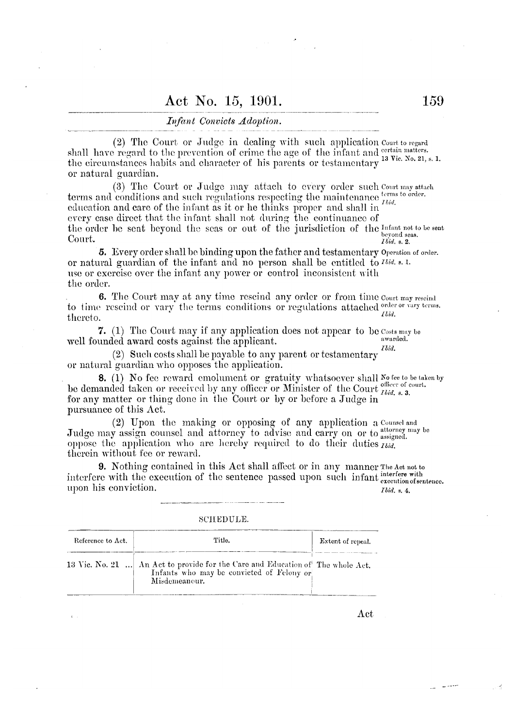(2) The Court or Judge in dealing with such application shall have regard to the prevention of crime the age of the infant and the circumstances habits and character of his parents or testamentary or natural guardian.

Court to regard certain matters. 13 Vic. No. 21, s. 1.

(3) The Court or Judge may attach to every order such terms and conditions and such regulations respecting the maintenance education and care of the infant as it or he thinks proper and shall in every case direct that the infant shall not during the continuance of the order be sent beyond the seas or out of the jurisdiction of the Court.

Court may attach terms to order. Ibid.

Infant not to be sent beyond seas. Ibid. s. 2.

**5.** Every order shall be binding upon the father and testamentary or natural guardian of the infant and no person shall be entitled to use or exercise over the infant any power or control inconsistent with the order.

Operation of order. Ibid. s. 1.

**6.** The Court may at any time rescind any order or from time to time rescind or vary the terms conditions or regulations attached thereto.

Court may rescind order or vary terms. Ibid.

**7.** (1) The Court may if any application does not appear to be well founded award costs against the applicant.

Costs may be awarded. Ibid.

(2) Such costs shall be payable to any parent or testamentary or natural guardian who opposes the application.

**8.** (1) No fee reward emolument or gratuity whatsoever shall be demanded taken or received by any officer or Minister of the Court for any matter or thing done in the Court or by or before a Judge in pursuance of this Act.

No fee to be taken by officer of court. Ibid. s. 3.

(2) Upon the making or opposing of any application a Judge may assign counsel and attorney to advise and carry on or to oppose the application who are hereby required to do their duties therein without fee or reward.

Counsel and attorney may be assigned. Ibid.

**9.** Nothing contained in this Act shall affect or in any manner interfere with the execution of the sentence passed upon such infant upon his conviction.

The Act not to interfere with execution of sentence. Ibid. s. 4.

---

SCHEDULE.

| Reference to Act. | Title. | Extent of repeal. |
|---|---|---|
| 13 Vic. No. 21 ... | An Act to provide for the Care and Education of Infants who may be convicted of Felony or Misdemeanour. | The whole Act. |